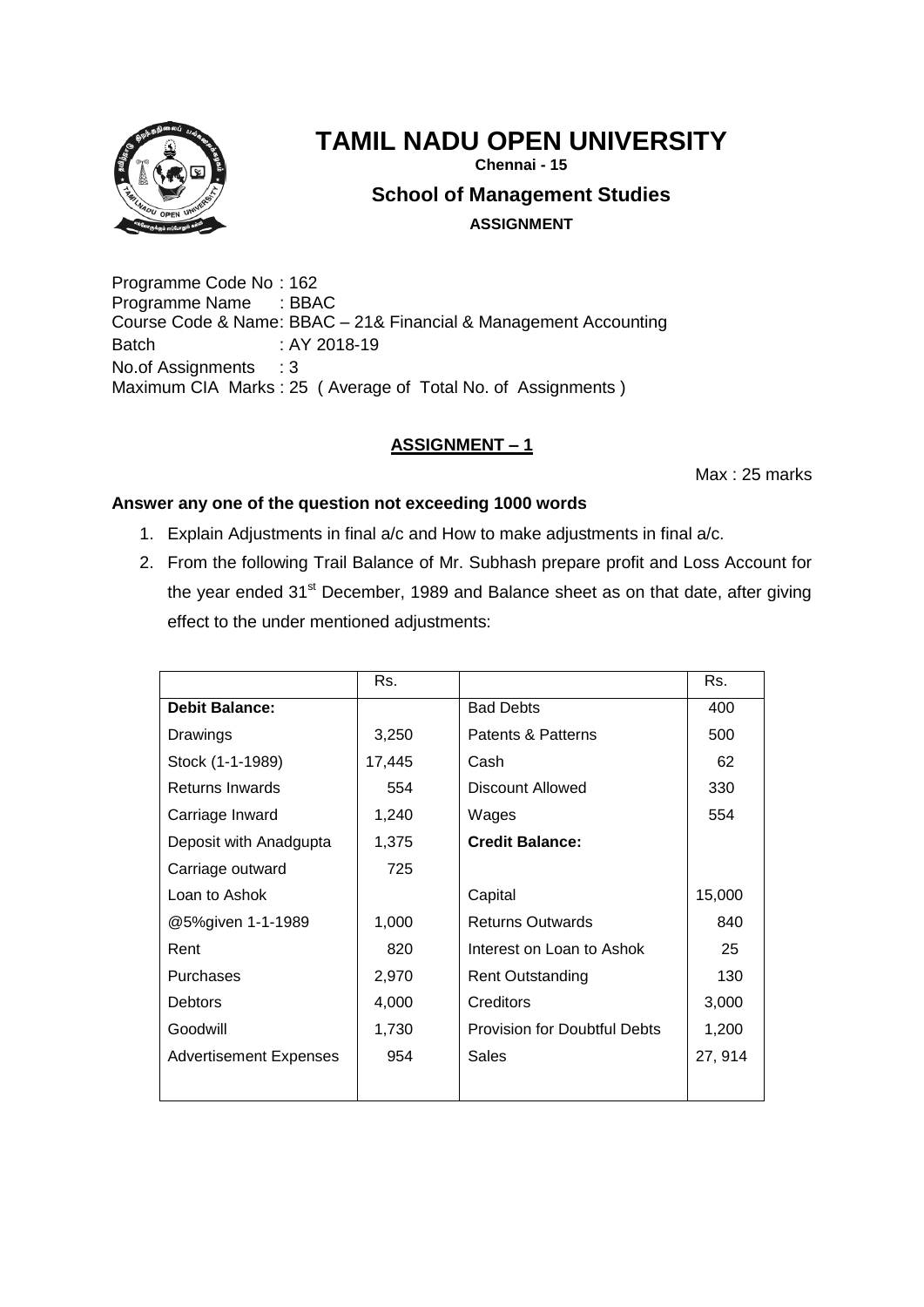# TAMIL NADU OPEN UNIVERSITY

**Chennai - 15**

## School of Management Studies

**ASSIGNMENT**

Programme Code No : 162
Programme Name : BBAC
Course Code & Name: BBAC – 21& Financial & Management Accounting
Batch : AY 2018-19
No.of Assignments : 3
Maximum CIA Marks : 25 ( Average of Total No. of Assignments )

### ASSIGNMENT – 1

Max : 25 marks

**Answer any one of the question not exceeding 1000 words**

1. Explain Adjustments in final a/c and How to make adjustments in final a/c.
2. From the following Trail Balance of Mr. Subhash prepare profit and Loss Account for the year ended 31st December, 1989 and Balance sheet as on that date, after giving effect to the under mentioned adjustments:

| | Rs. | | Rs. |
|---|---|---|---|
| **Debit Balance:** | | Bad Debts | 400 |
| Drawings | 3,250 | Patents & Patterns | 500 |
| Stock (1-1-1989) | 17,445 | Cash | 62 |
| Returns Inwards | 554 | Discount Allowed | 330 |
| Carriage Inward | 1,240 | Wages | 554 |
| Deposit with Anadgupta | 1,375 | **Credit Balance:** | |
| Carriage outward | 725 | | |
| Loan to Ashok | | Capital | 15,000 |
| @5%given 1-1-1989 | 1,000 | Returns Outwards | 840 |
| Rent | 820 | Interest on Loan to Ashok | 25 |
| Purchases | 2,970 | Rent Outstanding | 130 |
| Debtors | 4,000 | Creditors | 3,000 |
| Goodwill | 1,730 | Provision for Doubtful Debts | 1,200 |
| Advertisement Expenses | 954 | Sales | 27, 914 |
| | | | |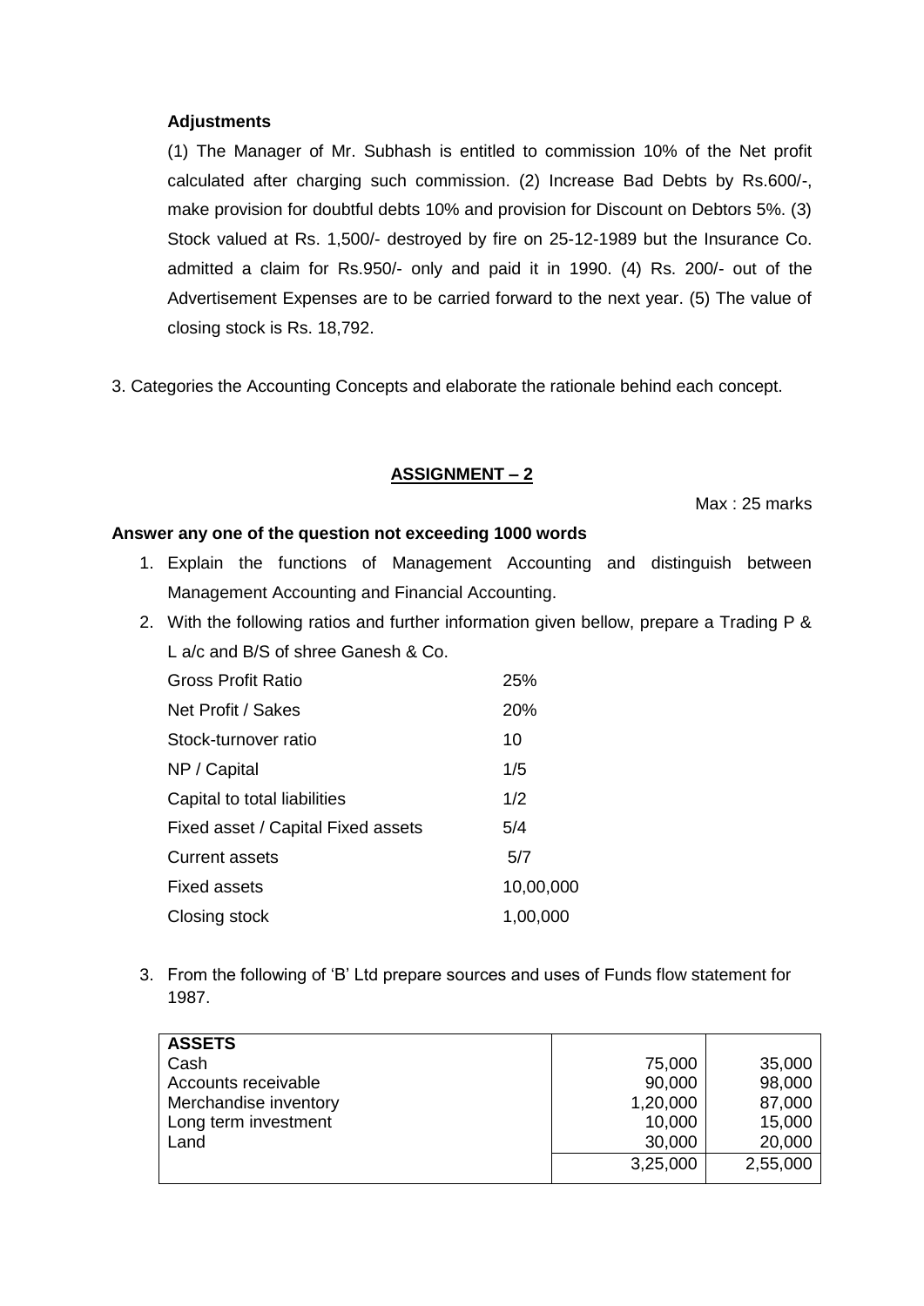**Adjustments**

(1) The Manager of Mr. Subhash is entitled to commission 10% of the Net profit calculated after charging such commission. (2) Increase Bad Debts by Rs.600/-, make provision for doubtful debts 10% and provision for Discount on Debtors 5%. (3) Stock valued at Rs. 1,500/- destroyed by fire on 25-12-1989 but the Insurance Co. admitted a claim for Rs.950/- only and paid it in 1990. (4) Rs. 200/- out of the Advertisement Expenses are to be carried forward to the next year. (5) The value of closing stock is Rs. 18,792.

3. Categories the Accounting Concepts and elaborate the rationale behind each concept.

## ASSIGNMENT – 2

Max : 25 marks

**Answer any one of the question not exceeding 1000 words**

1. Explain the functions of Management Accounting and distinguish between Management Accounting and Financial Accounting.
2. With the following ratios and further information given bellow, prepare a Trading P & L a/c and B/S of shree Ganesh & Co.

| | |
|---|---|
| Gross Profit Ratio | 25% |
| Net Profit / Sakes | 20% |
| Stock-turnover ratio | 10 |
| NP / Capital | 1/5 |
| Capital to total liabilities | 1/2 |
| Fixed asset / Capital Fixed assets | 5/4 |
| Current assets | 5/7 |
| Fixed assets | 10,00,000 |
| Closing stock | 1,00,000 |

3. From the following of 'B' Ltd prepare sources and uses of Funds flow statement for 1987.

| **ASSETS** | | |
|---|---|---|
| Cash | 75,000 | 35,000 |
| Accounts receivable | 90,000 | 98,000 |
| Merchandise inventory | 1,20,000 | 87,000 |
| Long term investment | 10,000 | 15,000 |
| Land | 30,000 | 20,000 |
| | 3,25,000 | 2,55,000 |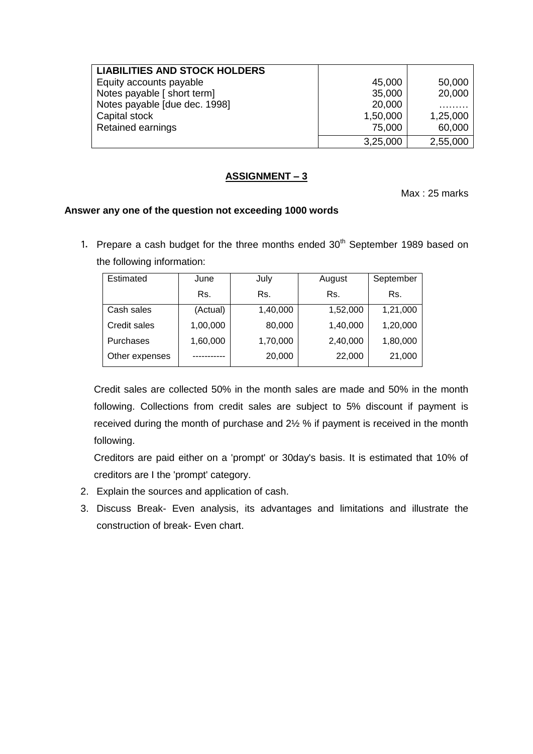| LIABILITIES AND STOCK HOLDERS | | |
|---|---|---|
| Equity accounts payable | 45,000 | 50,000 |
| Notes payable [ short term] | 35,000 | 20,000 |
| Notes payable [due dec. 1998] | 20,000 | ……… |
| Capital stock | 1,50,000 | 1,25,000 |
| Retained earnings | 75,000 | 60,000 |
| | 3,25,000 | 2,55,000 |

## ASSIGNMENT – 3

Max : 25 marks

**Answer any one of the question not exceeding 1000 words**

1. Prepare a cash budget for the three months ended 30th September 1989 based on the following information:

| Estimated | June Rs. | July Rs. | August Rs. | September Rs. |
|---|---|---|---|---|
| Cash sales | (Actual) | 1,40,000 | 1,52,000 | 1,21,000 |
| Credit sales | 1,00,000 | 80,000 | 1,40,000 | 1,20,000 |
| Purchases | 1,60,000 | 1,70,000 | 2,40,000 | 1,80,000 |
| Other expenses | ----------- | 20,000 | 22,000 | 21,000 |

Credit sales are collected 50% in the month sales are made and 50% in the month following. Collections from credit sales are subject to 5% discount if payment is received during the month of purchase and 2½ % if payment is received in the month following.

Creditors are paid either on a 'prompt' or 30day's basis. It is estimated that 10% of creditors are I the 'prompt' category.

2. Explain the sources and application of cash.
3. Discuss Break- Even analysis, its advantages and limitations and illustrate the construction of break- Even chart.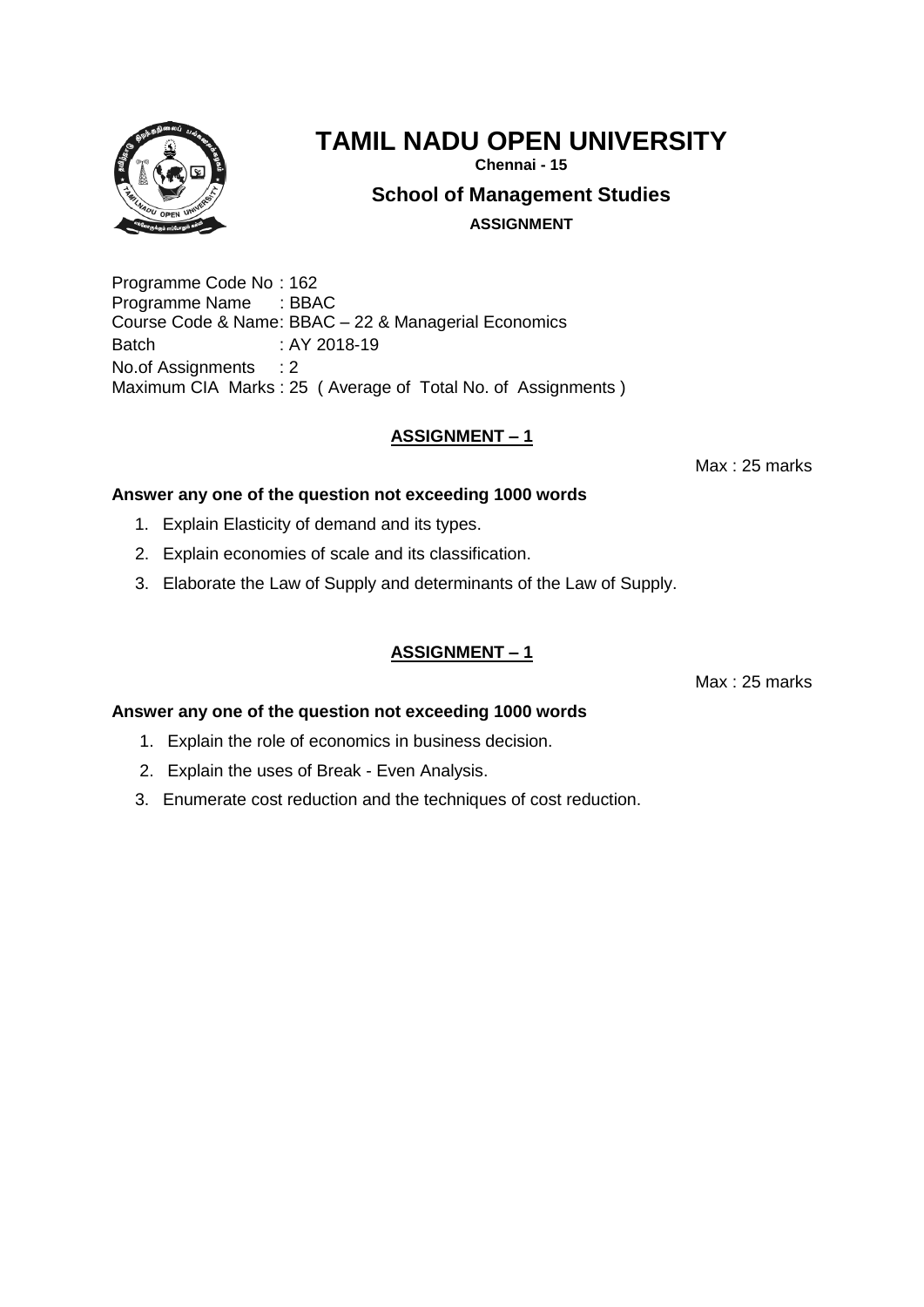# TAMIL NADU OPEN UNIVERSITY

**Chennai - 15**

## School of Management Studies

**ASSIGNMENT**

Programme Code No : 162
Programme Name : BBAC
Course Code & Name: BBAC – 22 & Managerial Economics
Batch : AY 2018-19
No.of Assignments : 2
Maximum CIA Marks : 25 ( Average of Total No. of Assignments )

### ASSIGNMENT – 1

Max : 25 marks

**Answer any one of the question not exceeding 1000 words**

1. Explain Elasticity of demand and its types.
2. Explain economies of scale and its classification.
3. Elaborate the Law of Supply and determinants of the Law of Supply.

### ASSIGNMENT – 1

Max : 25 marks

**Answer any one of the question not exceeding 1000 words**

1. Explain the role of economics in business decision.
2. Explain the uses of Break - Even Analysis.
3. Enumerate cost reduction and the techniques of cost reduction.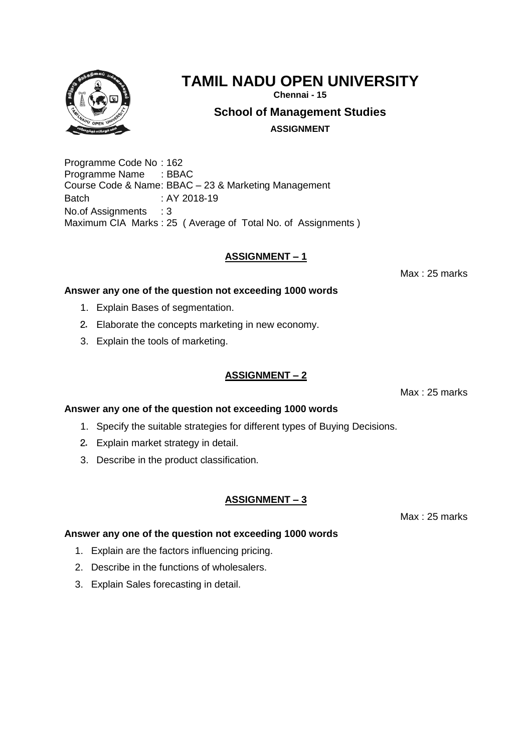# TAMIL NADU OPEN UNIVERSITY

**Chennai - 15**

## School of Management Studies

**ASSIGNMENT**

Programme Code No : 162
Programme Name : BBAC
Course Code & Name: BBAC – 23 & Marketing Management
Batch : AY 2018-19
No.of Assignments : 3
Maximum CIA Marks : 25 ( Average of Total No. of Assignments )

### ASSIGNMENT – 1

Max : 25 marks

**Answer any one of the question not exceeding 1000 words**

1. Explain Bases of segmentation.
2. Elaborate the concepts marketing in new economy.
3. Explain the tools of marketing.

### ASSIGNMENT – 2

Max : 25 marks

**Answer any one of the question not exceeding 1000 words**

1. Specify the suitable strategies for different types of Buying Decisions.
2. Explain market strategy in detail.
3. Describe in the product classification.

### ASSIGNMENT – 3

Max : 25 marks

**Answer any one of the question not exceeding 1000 words**

1. Explain are the factors influencing pricing.
2. Describe in the functions of wholesalers.
3. Explain Sales forecasting in detail.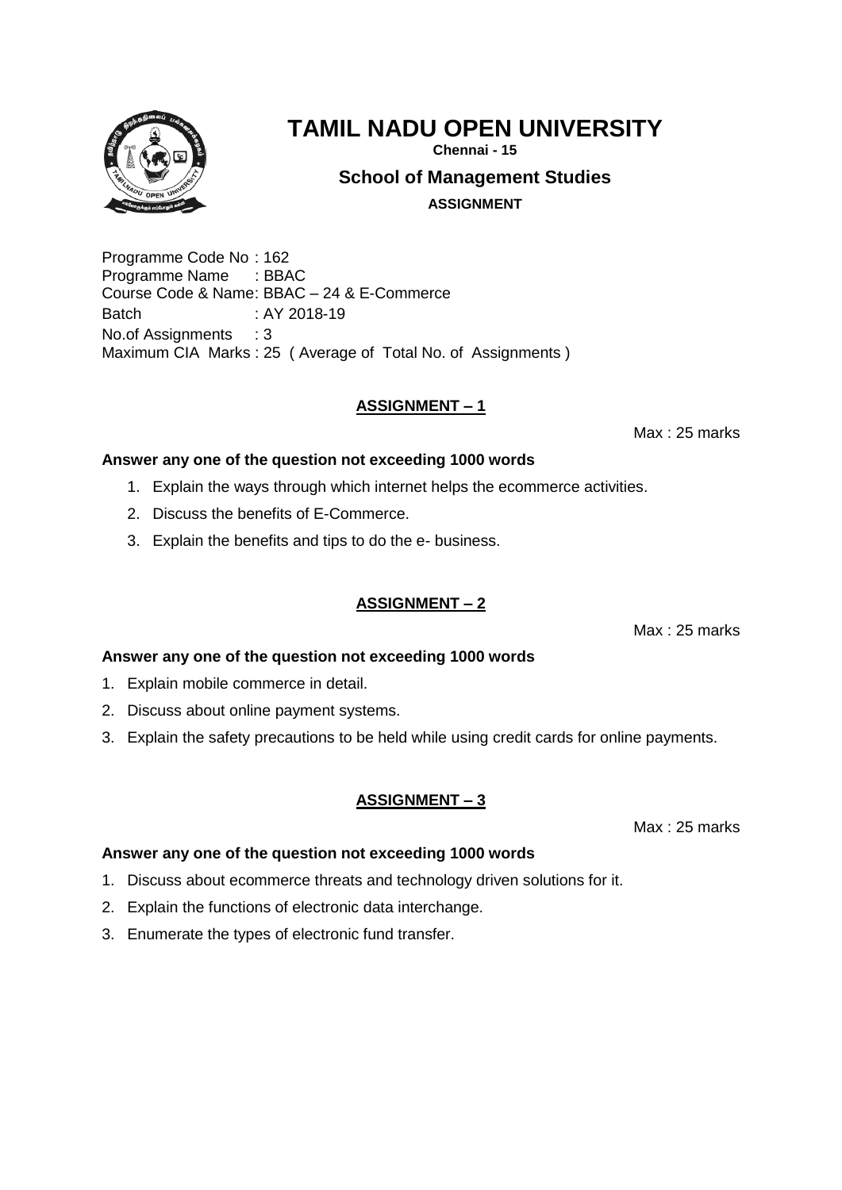# TAMIL NADU OPEN UNIVERSITY

**Chennai - 15**

## School of Management Studies

**ASSIGNMENT**

Programme Code No : 162
Programme Name : BBAC
Course Code & Name: BBAC – 24 & E-Commerce
Batch : AY 2018-19
No.of Assignments : 3
Maximum CIA Marks : 25 ( Average of Total No. of Assignments )

### ASSIGNMENT – 1

Max : 25 marks

**Answer any one of the question not exceeding 1000 words**

1. Explain the ways through which internet helps the ecommerce activities.
2. Discuss the benefits of E-Commerce.
3. Explain the benefits and tips to do the e- business.

### ASSIGNMENT – 2

Max : 25 marks

**Answer any one of the question not exceeding 1000 words**

1. Explain mobile commerce in detail.
2. Discuss about online payment systems.
3. Explain the safety precautions to be held while using credit cards for online payments.

### ASSIGNMENT – 3

Max : 25 marks

**Answer any one of the question not exceeding 1000 words**

1. Discuss about ecommerce threats and technology driven solutions for it.
2. Explain the functions of electronic data interchange.
3. Enumerate the types of electronic fund transfer.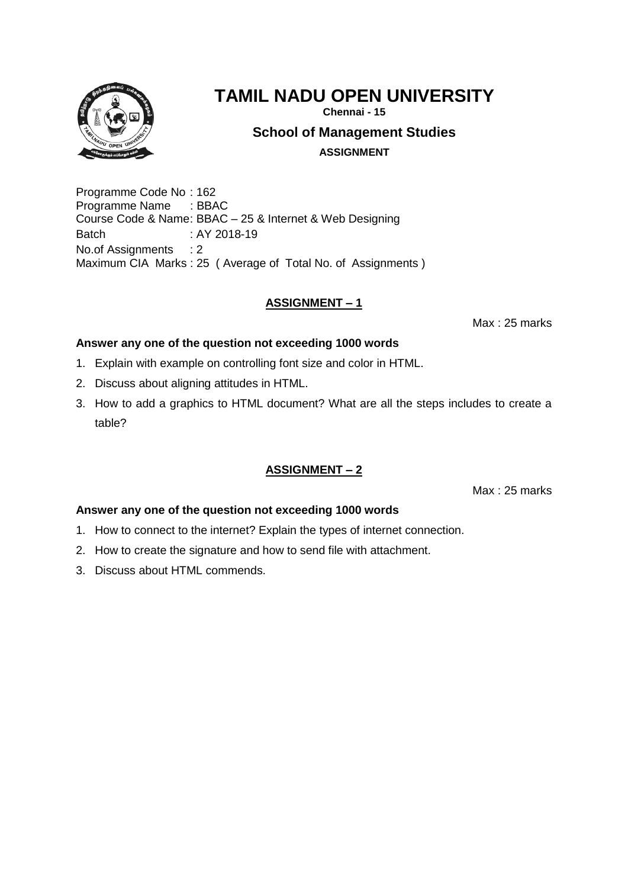# TAMIL NADU OPEN UNIVERSITY

**Chennai - 15**

## School of Management Studies

**ASSIGNMENT**

Programme Code No : 162
Programme Name : BBAC
Course Code & Name: BBAC – 25 & Internet & Web Designing
Batch : AY 2018-19
No.of Assignments : 2
Maximum CIA Marks : 25 ( Average of Total No. of Assignments )

### ASSIGNMENT – 1

Max : 25 marks

**Answer any one of the question not exceeding 1000 words**

1. Explain with example on controlling font size and color in HTML.
2. Discuss about aligning attitudes in HTML.
3. How to add a graphics to HTML document? What are all the steps includes to create a table?

### ASSIGNMENT – 2

Max : 25 marks

**Answer any one of the question not exceeding 1000 words**

1. How to connect to the internet? Explain the types of internet connection.
2. How to create the signature and how to send file with attachment.
3. Discuss about HTML commends.